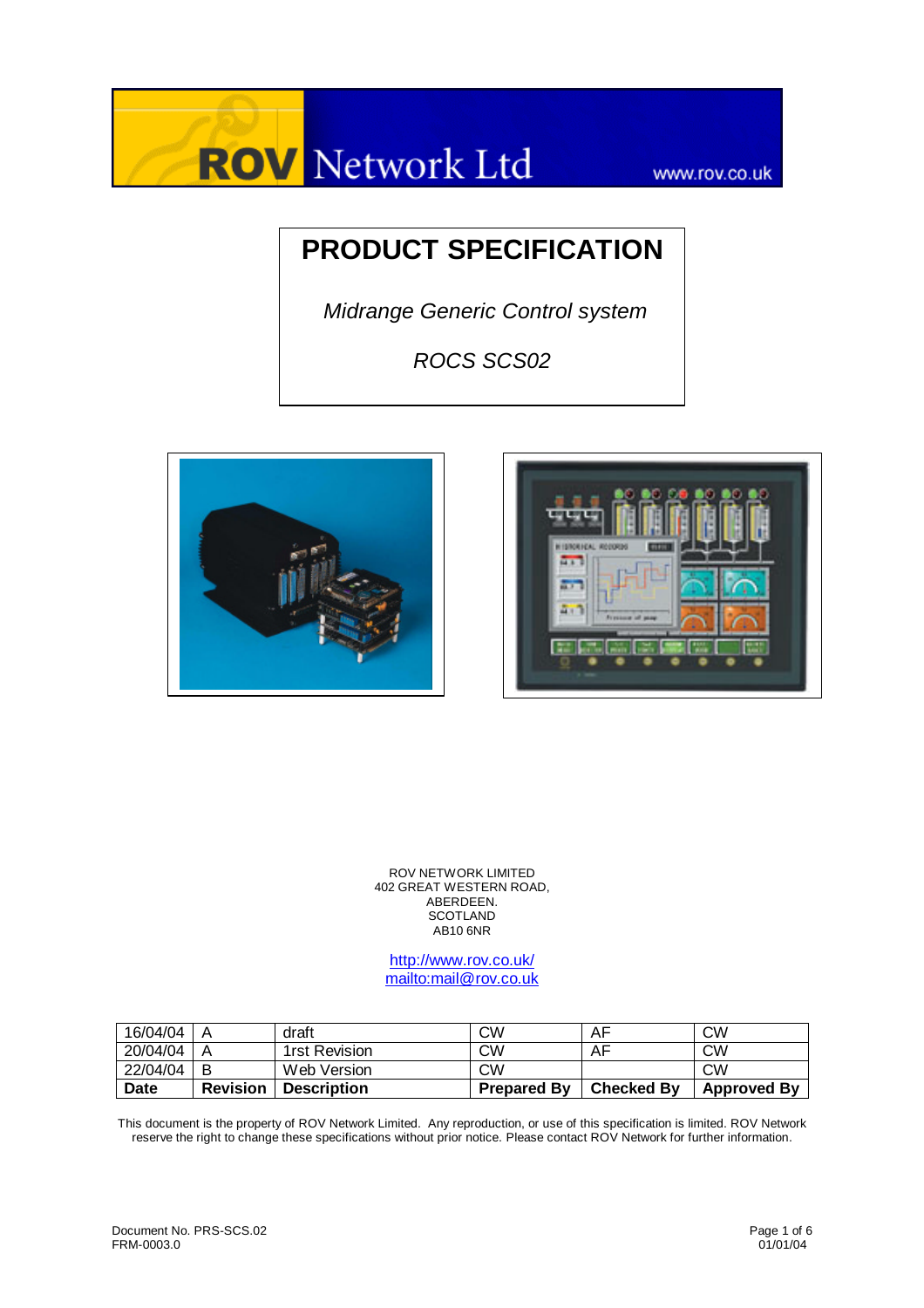# PRODUCT SPECIFICATION

*Midrange Generic Control system*

*ROCS SCS02*

ROV NETWORK LIMITED
402 GREAT WESTERN ROAD,
ABERDEEN.
SCOTLAND
AB10 6NR

http://www.rov.co.uk/
mailto:mail@rov.co.uk

| 16/04/04 | A | draft | CW | AF | CW |
|---|---|---|---|---|---|
| 20/04/04 | A | 1rst Revision | CW | AF | CW |
| 22/04/04 | B | Web Version | CW | | CW |
| **Date** | **Revision** | **Description** | **Prepared By** | **Checked By** | **Approved By** |

This document is the property of ROV Network Limited. Any reproduction, or use of this specification is limited. ROV Network reserve the right to change these specifications without prior notice. Please contact ROV Network for further information.

Document No. PRS-SCS.02
FRM-0003.0

01/01/04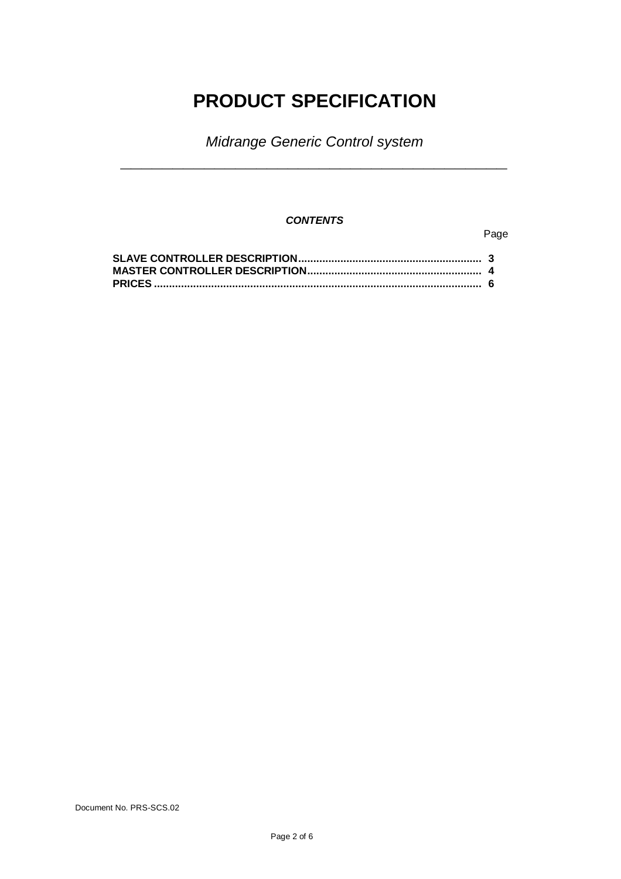# PRODUCT SPECIFICATION

*Midrange Generic Control system*

---

***CONTENTS***

| | Page |
|---|---|
| **SLAVE CONTROLLER DESCRIPTION** | **3** |
| **MASTER CONTROLLER DESCRIPTION** | **4** |
| **PRICES** | **6** |

Document No. PRS-SCS.02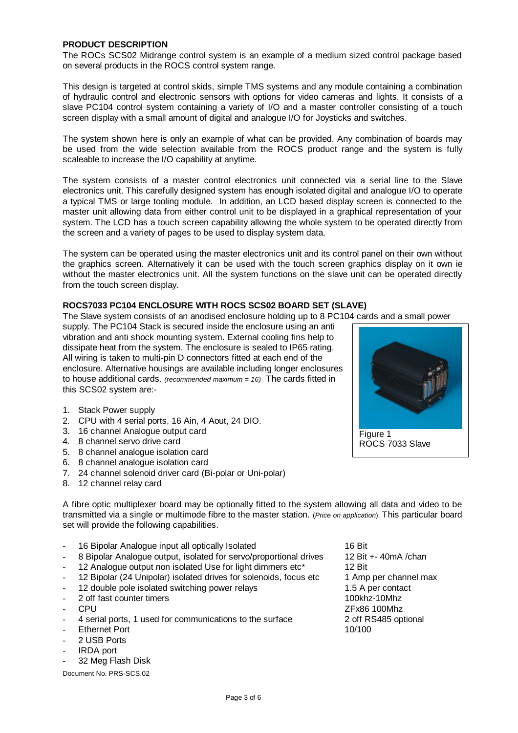**PRODUCT DESCRIPTION**

The ROCs SCS02 Midrange control system is an example of a medium sized control package based on several products in the ROCS control system range.

This design is targeted at control skids, simple TMS systems and any module containing a combination of hydraulic control and electronic sensors with options for video cameras and lights. It consists of a slave PC104 control system containing a variety of I/O and a master controller consisting of a touch screen display with a small amount of digital and analogue I/O for Joysticks and switches.

The system shown here is only an example of what can be provided. Any combination of boards may be used from the wide selection available from the ROCS product range and the system is fully scaleable to increase the I/O capability at anytime.

The system consists of a master control electronics unit connected via a serial line to the Slave electronics unit. This carefully designed system has enough isolated digital and analogue I/O to operate a typical TMS or large tooling module. In addition, an LCD based display screen is connected to the master unit allowing data from either control unit to be displayed in a graphical representation of your system. The LCD has a touch screen capability allowing the whole system to be operated directly from the screen and a variety of pages to be used to display system data.

The system can be operated using the master electronics unit and its control panel on their own without the graphics screen. Alternatively it can be used with the touch screen graphics display on it own ie without the master electronics unit. All the system functions on the slave unit can be operated directly from the touch screen display.

**ROCS7033 PC104 ENCLOSURE WITH ROCS SCS02 BOARD SET (SLAVE)**

The Slave system consists of an anodised enclosure holding up to 8 PC104 cards and a small power supply. The PC104 Stack is secured inside the enclosure using an anti vibration and anti shock mounting system. External cooling fins help to dissipate heat from the system. The enclosure is sealed to IP65 rating. All wiring is taken to multi-pin D connectors fitted at each end of the enclosure. Alternative housings are available including longer enclosures to house additional cards. *(recommended maximum = 16)* The cards fitted in this SCS02 system are:-

Figure 1
ROCS 7033 Slave

1. Stack Power supply
2. CPU with 4 serial ports, 16 Ain, 4 Aout, 24 DIO.
3. 16 channel Analogue output card
4. 8 channel servo drive card
5. 8 channel analogue isolation card
6. 8 channel analogue isolation card
7. 24 channel solenoid driver card (Bi-polar or Uni-polar)
8. 12 channel relay card

A fibre optic multiplexer board may be optionally fitted to the system allowing all data and video to be transmitted via a single or multimode fibre to the master station. (*Price on application*). This particular board set will provide the following capabilities.

| | |
|---|---|
| - 16 Bipolar Analogue input all optically Isolated | 16 Bit |
| - 8 Bipolar Analogue output, isolated for servo/proportional drives | 12 Bit +- 40mA /chan |
| - 12 Analogue output non isolated Use for light dimmers etc* | 12 Bit |
| - 12 Bipolar (24 Unipolar) isolated drives for solenoids, focus etc | 1 Amp per channel max |
| - 12 double pole isolated switching power relays | 1.5 A per contact |
| - 2 off fast counter timers | 100khz-10Mhz |
| - CPU | ZFx86 100Mhz |
| - 4 serial ports, 1 used for communications to the surface | 2 off RS485 optional |
| - Ethernet Port | 10/100 |
| - 2 USB Ports | |
| - IRDA port | |
| - 32 Meg Flash Disk | |

Document No. PRS-SCS.02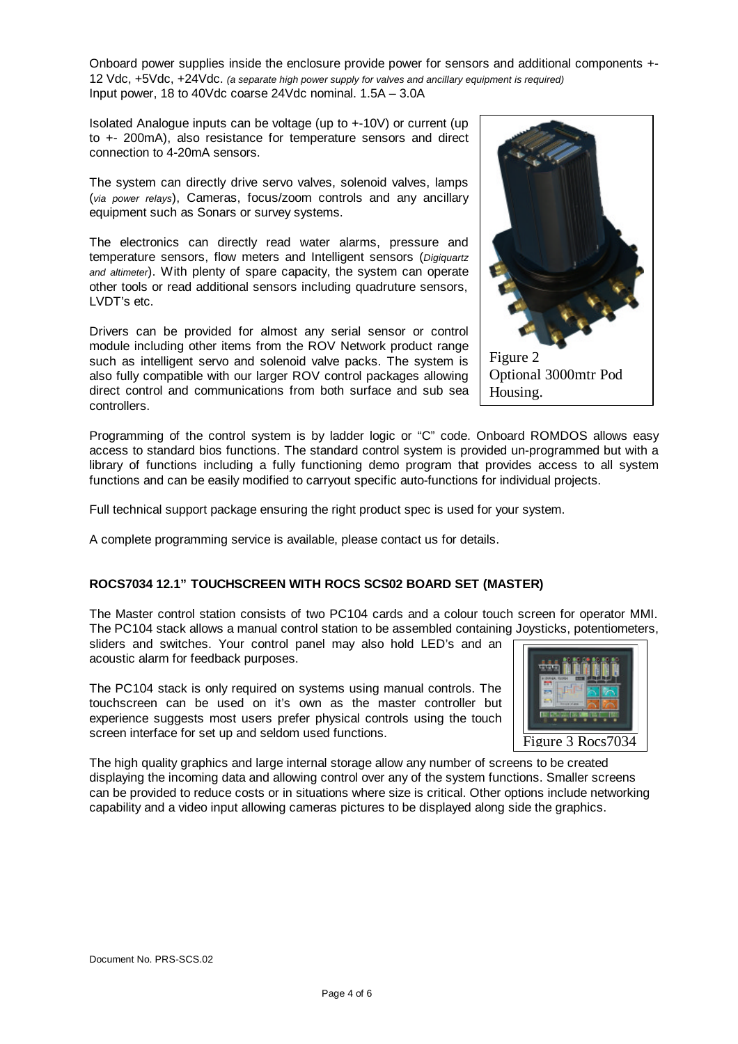Onboard power supplies inside the enclosure provide power for sensors and additional components +-12 Vdc, +5Vdc, +24Vdc. *(a separate high power supply for valves and ancillary equipment is required)*
Input power, 18 to 40Vdc coarse 24Vdc nominal. 1.5A – 3.0A

Isolated Analogue inputs can be voltage (up to +-10V) or current (up to +- 200mA), also resistance for temperature sensors and direct connection to 4-20mA sensors.

The system can directly drive servo valves, solenoid valves, lamps (*via power relays*), Cameras, focus/zoom controls and any ancillary equipment such as Sonars or survey systems.

The electronics can directly read water alarms, pressure and temperature sensors, flow meters and Intelligent sensors (*Digiquartz and altimeter*). With plenty of spare capacity, the system can operate other tools or read additional sensors including quadruture sensors, LVDT's etc.

Drivers can be provided for almost any serial sensor or control module including other items from the ROV Network product range such as intelligent servo and solenoid valve packs. The system is also fully compatible with our larger ROV control packages allowing direct control and communications from both surface and sub sea controllers.

Figure 2
Optional 3000mtr Pod Housing.

Programming of the control system is by ladder logic or "C" code. Onboard ROMDOS allows easy access to standard bios functions. The standard control system is provided un-programmed but with a library of functions including a fully functioning demo program that provides access to all system functions and can be easily modified to carryout specific auto-functions for individual projects.

Full technical support package ensuring the right product spec is used for your system.

A complete programming service is available, please contact us for details.

**ROCS7034 12.1" TOUCHSCREEN WITH ROCS SCS02 BOARD SET (MASTER)**

The Master control station consists of two PC104 cards and a colour touch screen for operator MMI. The PC104 stack allows a manual control station to be assembled containing Joysticks, potentiometers, sliders and switches. Your control panel may also hold LED's and an acoustic alarm for feedback purposes.

The PC104 stack is only required on systems using manual controls. The touchscreen can be used on it's own as the master controller but experience suggests most users prefer physical controls using the touch screen interface for set up and seldom used functions.

Figure 3 Rocs7034

The high quality graphics and large internal storage allow any number of screens to be created displaying the incoming data and allowing control over any of the system functions. Smaller screens can be provided to reduce costs or in situations where size is critical. Other options include networking capability and a video input allowing cameras pictures to be displayed along side the graphics.

Document No. PRS-SCS.02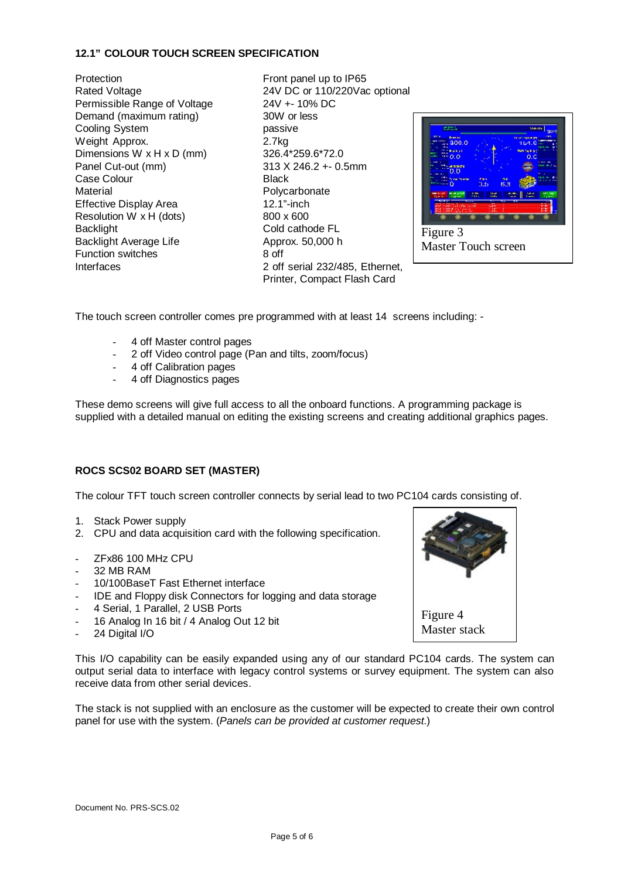### 12.1" COLOUR TOUCH SCREEN SPECIFICATION

| | |
|---|---|
| Protection | Front panel up to IP65 |
| Rated Voltage | 24V DC or 110/220Vac optional |
| Permissible Range of Voltage | 24V +- 10% DC |
| Demand (maximum rating) | 30W or less |
| Cooling System | passive |
| Weight Approx. | 2.7kg |
| Dimensions W x H x D (mm) | 326.4*259.6*72.0 |
| Panel Cut-out (mm) | 313 X 246.2 +- 0.5mm |
| Case Colour | Black |
| Material | Polycarbonate |
| Effective Display Area | 12.1"-inch |
| Resolution W x H (dots) | 800 x 600 |
| Backlight | Cold cathode FL |
| Backlight Average Life | Approx. 50,000 h |
| Function switches | 8 off |
| Interfaces | 2 off serial 232/485, Ethernet, Printer, Compact Flash Card |

Figure 3
Master Touch screen

The touch screen controller comes pre programmed with at least 14 screens including: -

- 4 off Master control pages
- 2 off Video control page (Pan and tilts, zoom/focus)
- 4 off Calibration pages
- 4 off Diagnostics pages

These demo screens will give full access to all the onboard functions. A programming package is supplied with a detailed manual on editing the existing screens and creating additional graphics pages.

### ROCS SCS02 BOARD SET (MASTER)

The colour TFT touch screen controller connects by serial lead to two PC104 cards consisting of.

1. Stack Power supply
2. CPU and data acquisition card with the following specification.

- ZFx86 100 MHz CPU
- 32 MB RAM
- 10/100BaseT Fast Ethernet interface
- IDE and Floppy disk Connectors for logging and data storage
- 4 Serial, 1 Parallel, 2 USB Ports
- 16 Analog In 16 bit / 4 Analog Out 12 bit
- 24 Digital I/O

Figure 4
Master stack

This I/O capability can be easily expanded using any of our standard PC104 cards. The system can output serial data to interface with legacy control systems or survey equipment. The system can also receive data from other serial devices.

The stack is not supplied with an enclosure as the customer will be expected to create their own control panel for use with the system. (*Panels can be provided at customer request*.)

Document No. PRS-SCS.02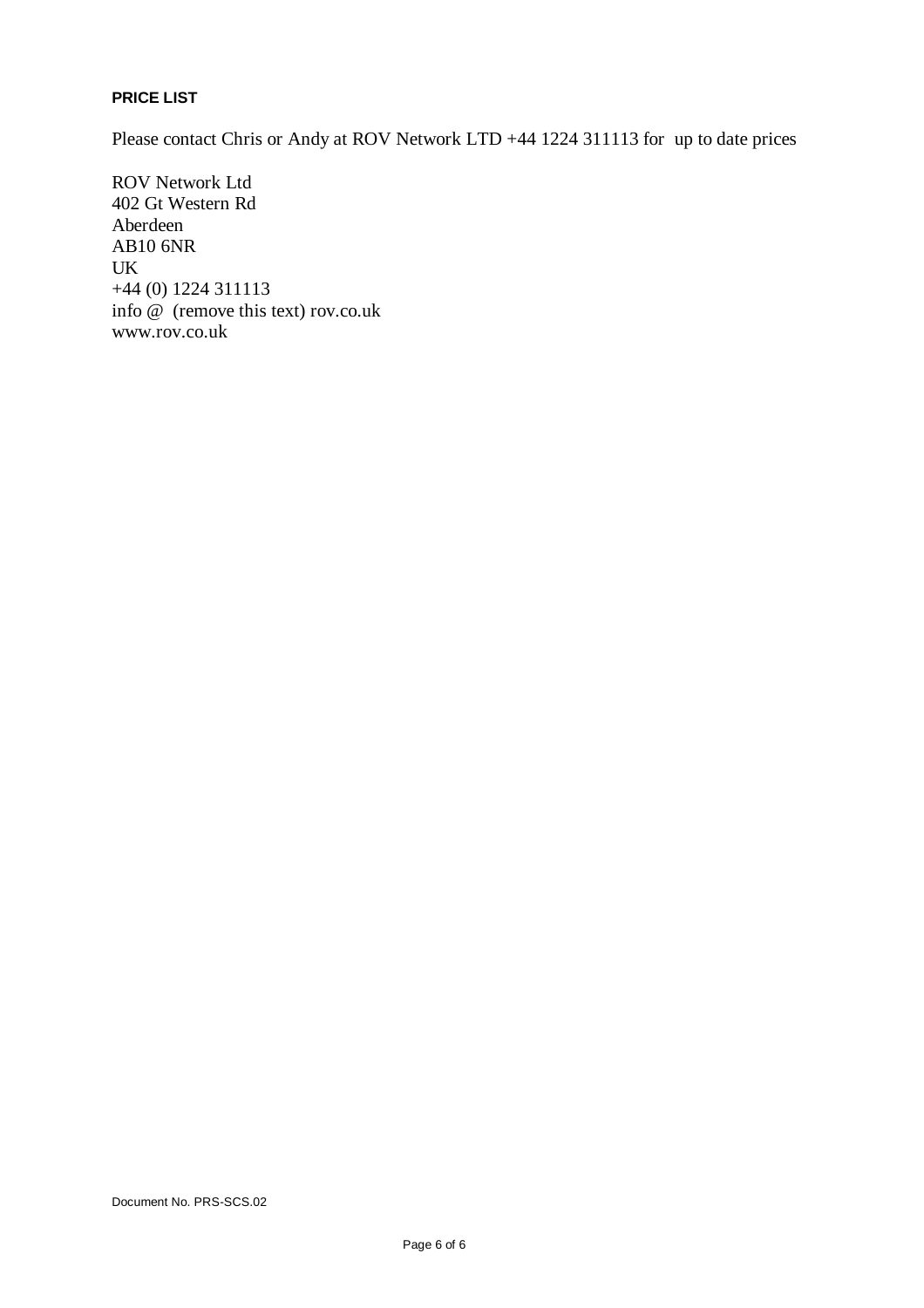**PRICE LIST**

Please contact Chris or Andy at ROV Network LTD +44 1224 311113 for up to date prices

ROV Network Ltd
402 Gt Western Rd
Aberdeen
AB10 6NR
UK
+44 (0) 1224 311113
info @ (remove this text) rov.co.uk
www.rov.co.uk

Document No. PRS-SCS.02